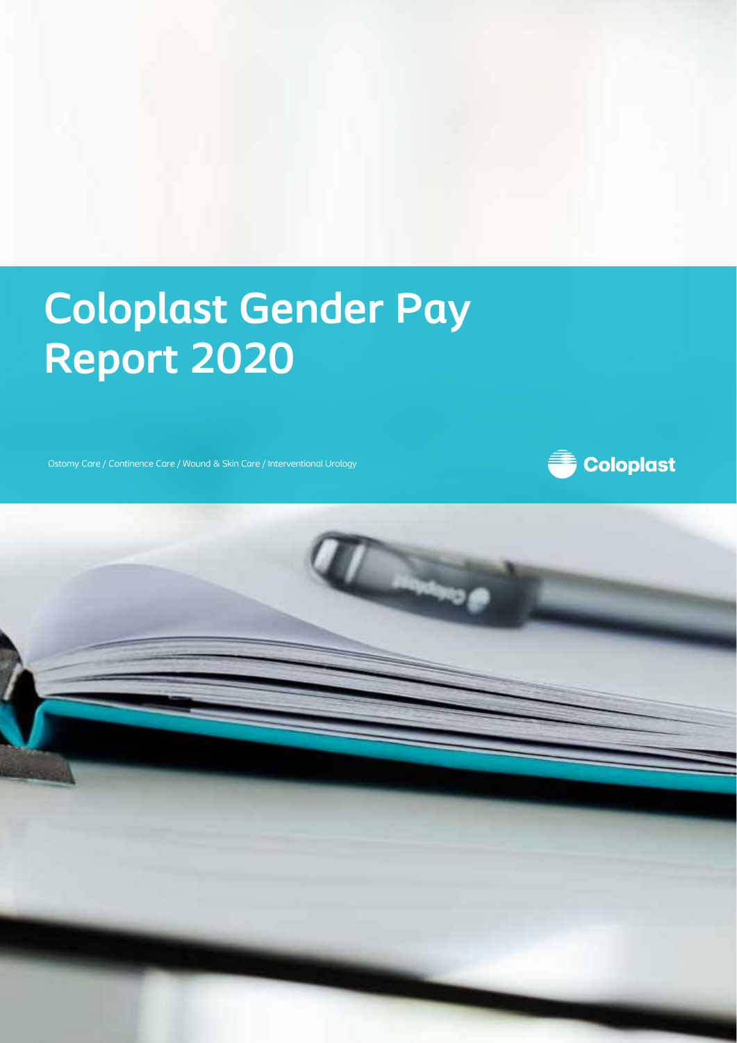# Coloplast Gender Pay Report 2020

Ostomy Care / Continence Care / Wound & Skin Care / Interventional Urology

Coloplast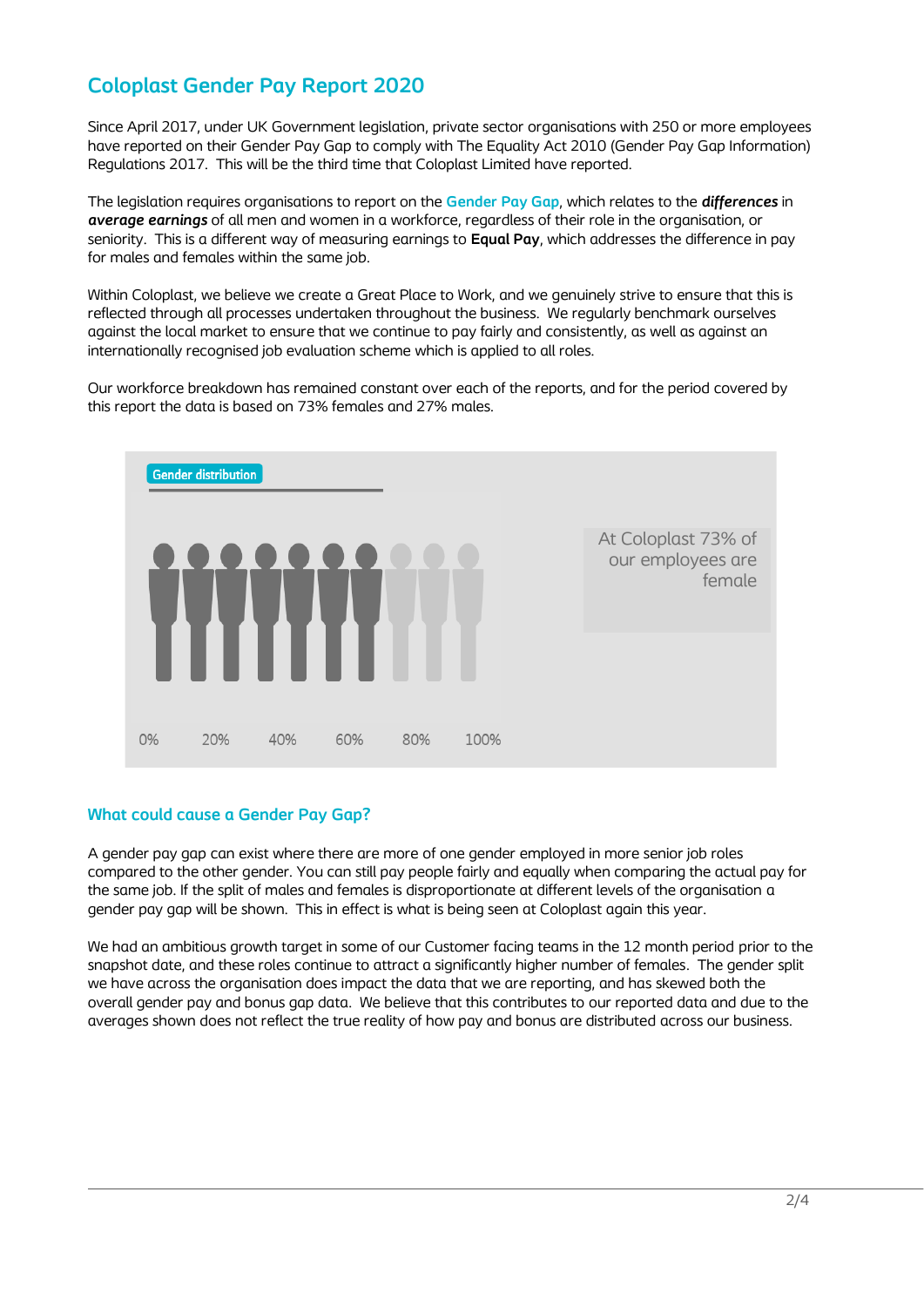# Coloplast Gender Pay Report 2020

Since April 2017, under UK Government legislation, private sector organisations with 250 or more employees have reported on their Gender Pay Gap to comply with The Equality Act 2010 (Gender Pay Gap Information) Regulations 2017. This will be the third time that Coloplast Limited have reported.

The legislation requires organisations to report on the **Gender Pay Gap**, which relates to the ***differences*** in ***average earnings*** of all men and women in a workforce, regardless of their role in the organisation, or seniority. This is a different way of measuring earnings to **Equal Pay**, which addresses the difference in pay for males and females within the same job.

Within Coloplast, we believe we create a Great Place to Work, and we genuinely strive to ensure that this is reflected through all processes undertaken throughout the business. We regularly benchmark ourselves against the local market to ensure that we continue to pay fairly and consistently, as well as against an internationally recognised job evaluation scheme which is applied to all roles.

Our workforce breakdown has remained constant over each of the reports, and for the period covered by this report the data is based on 73% females and 27% males.

Gender distribution

0% 20% 40% 60% 80% 100%

At Coloplast 73% of our employees are female

## What could cause a Gender Pay Gap?

A gender pay gap can exist where there are more of one gender employed in more senior job roles compared to the other gender. You can still pay people fairly and equally when comparing the actual pay for the same job. If the split of males and females is disproportionate at different levels of the organisation a gender pay gap will be shown. This in effect is what is being seen at Coloplast again this year.

We had an ambitious growth target in some of our Customer facing teams in the 12 month period prior to the snapshot date, and these roles continue to attract a significantly higher number of females. The gender split we have across the organisation does impact the data that we are reporting, and has skewed both the overall gender pay and bonus gap data. We believe that this contributes to our reported data and due to the averages shown does not reflect the true reality of how pay and bonus are distributed across our business.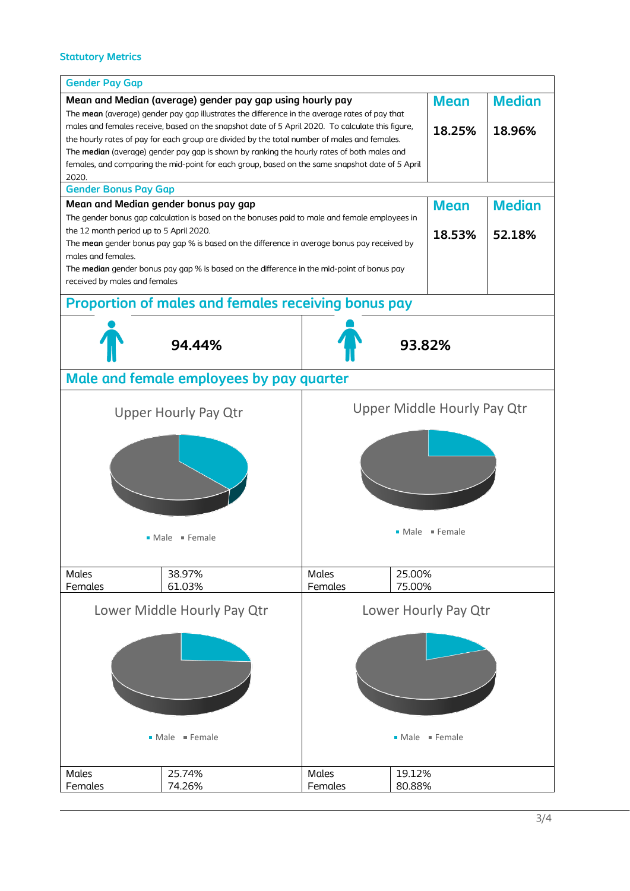## Statutory Metrics

### Gender Pay Gap

| Mean and Median (average) gender pay gap using hourly pay | Mean | Median |
|---|---|---|
| The **mean** (average) gender pay gap illustrates the difference in the average rates of pay that males and females receive, based on the snapshot date of 5 April 2020. To calculate this figure, the hourly rates of pay for each group are divided by the total number of males and females. The **median** (average) gender pay gap is shown by ranking the hourly rates of both males and females, and comparing the mid-point for each group, based on the same snapshot date of 5 April 2020. | 18.25% | 18.96% |

### Gender Bonus Pay Gap

| Mean and Median gender bonus pay gap | Mean | Median |
|---|---|---|
| The gender bonus gap calculation is based on the bonuses paid to male and female employees in the 12 month period up to 5 April 2020. The **mean** gender bonus pay gap % is based on the difference in average bonus pay received by males and females. The **median** gender bonus pay gap % is based on the difference in the mid-point of bonus pay received by males and females | 18.53% | 52.18% |

## Proportion of males and females receiving bonus pay

| Male | Female |
|---|---|
| 94.44% | 93.82% |

## Male and female employees by pay quarter

**Upper Hourly Pay Qtr**

Male · Female

| Males | 38.97% |
|---|---|
| Females | 61.03% |

**Upper Middle Hourly Pay Qtr**

Male · Female

| Males | 25.00% |
|---|---|
| Females | 75.00% |

**Lower Middle Hourly Pay Qtr**

Male · Female

| Males | 25.74% |
|---|---|
| Females | 74.26% |

**Lower Hourly Pay Qtr**

Male · Female

| Males | 19.12% |
|---|---|
| Females | 80.88% |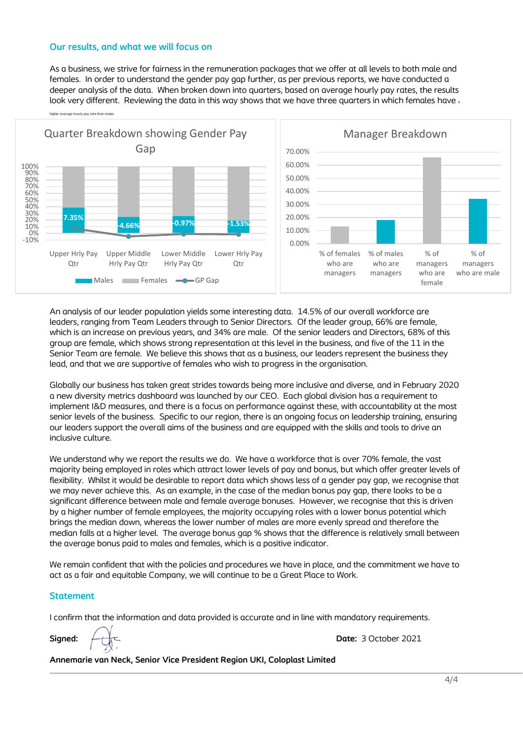## Our results, and what we will focus on

As a business, we strive for fairness in the remuneration packages that we offer at all levels to both male and females. In order to understand the gender pay gap further, as per previous reports, we have conducted a deeper analysis of the data. When broken down into quarters, based on average hourly pay rates, the results look very different. Reviewing the data in this way shows that we have three quarters in which females have a higher average hourly pay rate than males.

Quarter Breakdown showing Gender Pay Gap

100%
90%
80%
70%
60%
50%
40%
30%
20%
10%
0%
-10%

7.35%
-4.66%
-0.97%
-1.53%

Upper Hrly Pay Qtr
Upper Middle Hrly Pay Qtr
Lower Middle Hrly Pay Qtr
Lower Hrly Pay Qtr

Males
Females
GP Gap

Manager Breakdown

70.00%
60.00%
50.00%
40.00%
30.00%
20.00%
10.00%
0.00%

% of females who are managers
% of males who are managers
% of managers who are female
% of managers who are male

An analysis of our leader population yields some interesting data. 14.5% of our overall workforce are leaders, ranging from Team Leaders through to Senior Directors. Of the leader group, 66% are female, which is an increase on previous years, and 34% are male. Of the senior leaders and Directors, 68% of this group are female, which shows strong representation at this level in the business, and five of the 11 in the Senior Team are female. We believe this shows that as a business, our leaders represent the business they lead, and that we are supportive of females who wish to progress in the organisation.

Globally our business has taken great strides towards being more inclusive and diverse, and in February 2020 a new diversity metrics dashboard was launched by our CEO. Each global division has a requirement to implement I&D measures, and there is a focus on performance against these, with accountability at the most senior levels of the business. Specific to our region, there is an ongoing focus on leadership training, ensuring our leaders support the overall aims of the business and are equipped with the skills and tools to drive an inclusive culture.

We understand why we report the results we do. We have a workforce that is over 70% female, the vast majority being employed in roles which attract lower levels of pay and bonus, but which offer greater levels of flexibility. Whilst it would be desirable to report data which shows less of a gender pay gap, we recognise that we may never achieve this. As an example, in the case of the median bonus pay gap, there looks to be a significant difference between male and female average bonuses. However, we recognise that this is driven by a higher number of female employees, the majority occupying roles with a lower bonus potential which brings the median down, whereas the lower number of males are more evenly spread and therefore the median falls at a higher level. The average bonus gap % shows that the difference is relatively small between the average bonus paid to males and females, which is a positive indicator.

We remain confident that with the policies and procedures we have in place, and the commitment we have to act as a fair and equitable Company, we will continue to be a Great Place to Work.

## Statement

I confirm that the information and data provided is accurate and in line with mandatory requirements.

**Signed:**

**Date:** 3 October 2021

**Annemarie van Neck, Senior Vice President Region UKI, Coloplast Limited**